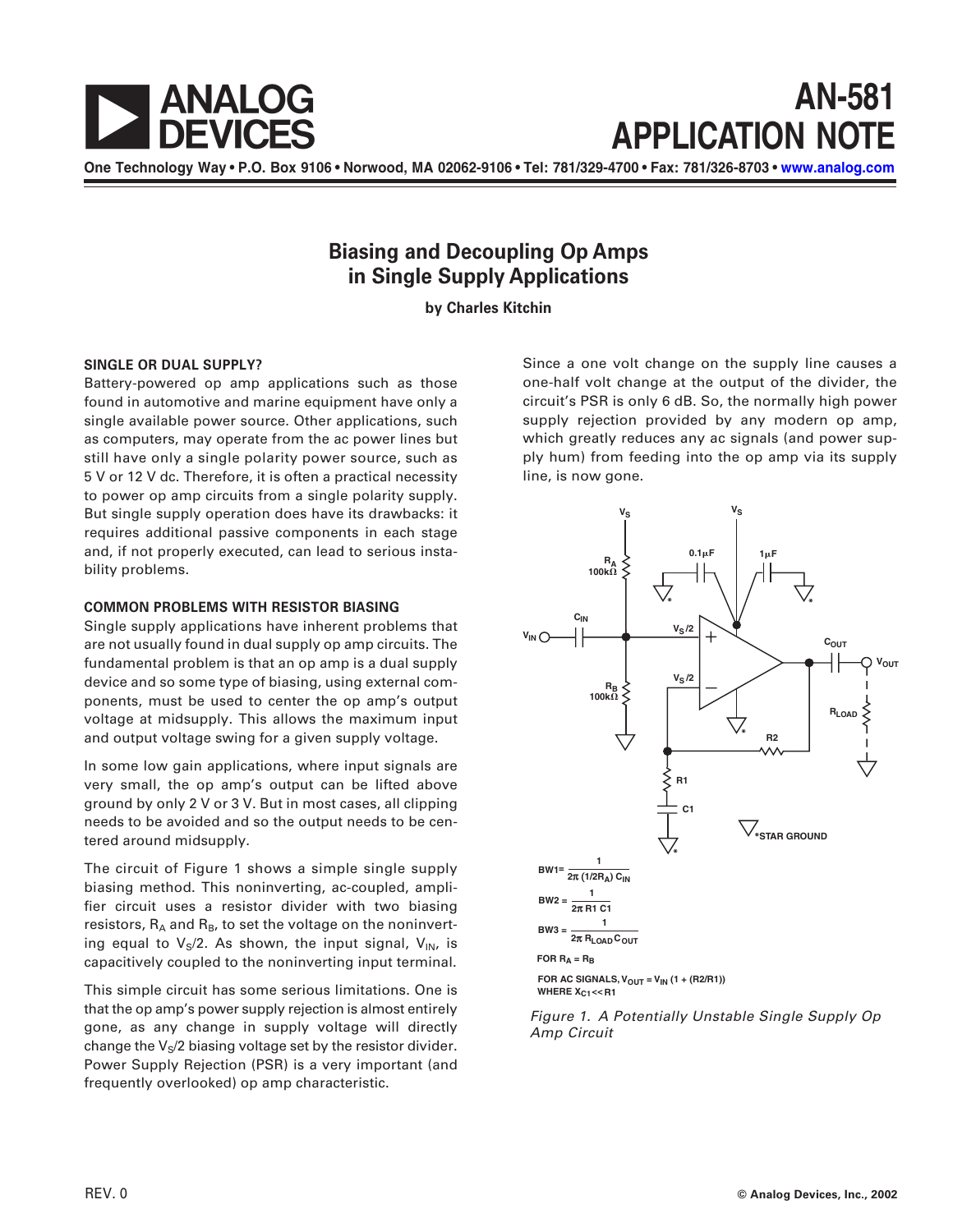# AN-581 APPLICATION NOTE

One Technology Way • P.O. Box 9106 • Norwood, MA 02062-9106 • Tel: 781/329-4700 • Fax: 781/326-8703 • www.analog.com

## Biasing and Decoupling Op Amps in Single Supply Applications

**by Charles Kitchin**

### SINGLE OR DUAL SUPPLY?

Battery-powered op amp applications such as those found in automotive and marine equipment have only a single available power source. Other applications, such as computers, may operate from the ac power lines but still have only a single polarity power source, such as 5 V or 12 V dc. Therefore, it is often a practical necessity to power op amp circuits from a single polarity supply. But single supply operation does have its drawbacks: it requires additional passive components in each stage and, if not properly executed, can lead to serious instability problems.

### COMMON PROBLEMS WITH RESISTOR BIASING

Single supply applications have inherent problems that are not usually found in dual supply op amp circuits. The fundamental problem is that an op amp is a dual supply device and so some type of biasing, using external components, must be used to center the op amp's output voltage at midsupply. This allows the maximum input and output voltage swing for a given supply voltage.

In some low gain applications, where input signals are very small, the op amp's output can be lifted above ground by only 2 V or 3 V. But in most cases, all clipping needs to be avoided and so the output needs to be centered around midsupply.

The circuit of Figure 1 shows a simple single supply biasing method. This noninverting, ac-coupled, amplifier circuit uses a resistor divider with two biasing resistors, $R_A$ and $R_B$, to set the voltage on the noninverting equal to $V_S/2$. As shown, the input signal, $V_{IN}$, is capacitively coupled to the noninverting input terminal.

This simple circuit has some serious limitations. One is that the op amp's power supply rejection is almost entirely gone, as any change in supply voltage will directly change the $V_S/2$ biasing voltage set by the resistor divider. Power Supply Rejection (PSR) is a very important (and frequently overlooked) op amp characteristic.

Since a one volt change on the supply line causes a one-half volt change at the output of the divider, the circuit's PSR is only 6 dB. So, the normally high power supply rejection provided by any modern op amp, which greatly reduces any ac signals (and power supply hum) from feeding into the op amp via its supply line, is now gone.

$$BW1 = \frac{1}{2\pi\,(1/2 R_A)\,C_{IN}}$$

$$BW2 = \frac{1}{2\pi\,R1\,C1}$$

$$BW3 = \frac{1}{2\pi\,R_{LOAD}\,C_{OUT}}$$

FOR $R_A = R_B$

FOR AC SIGNALS, $V_{OUT} = V_{IN}\,(1 + (R2/R1))$
WHERE $X_{C1} << R1$

*Figure 1. A Potentially Unstable Single Supply Op Amp Circuit*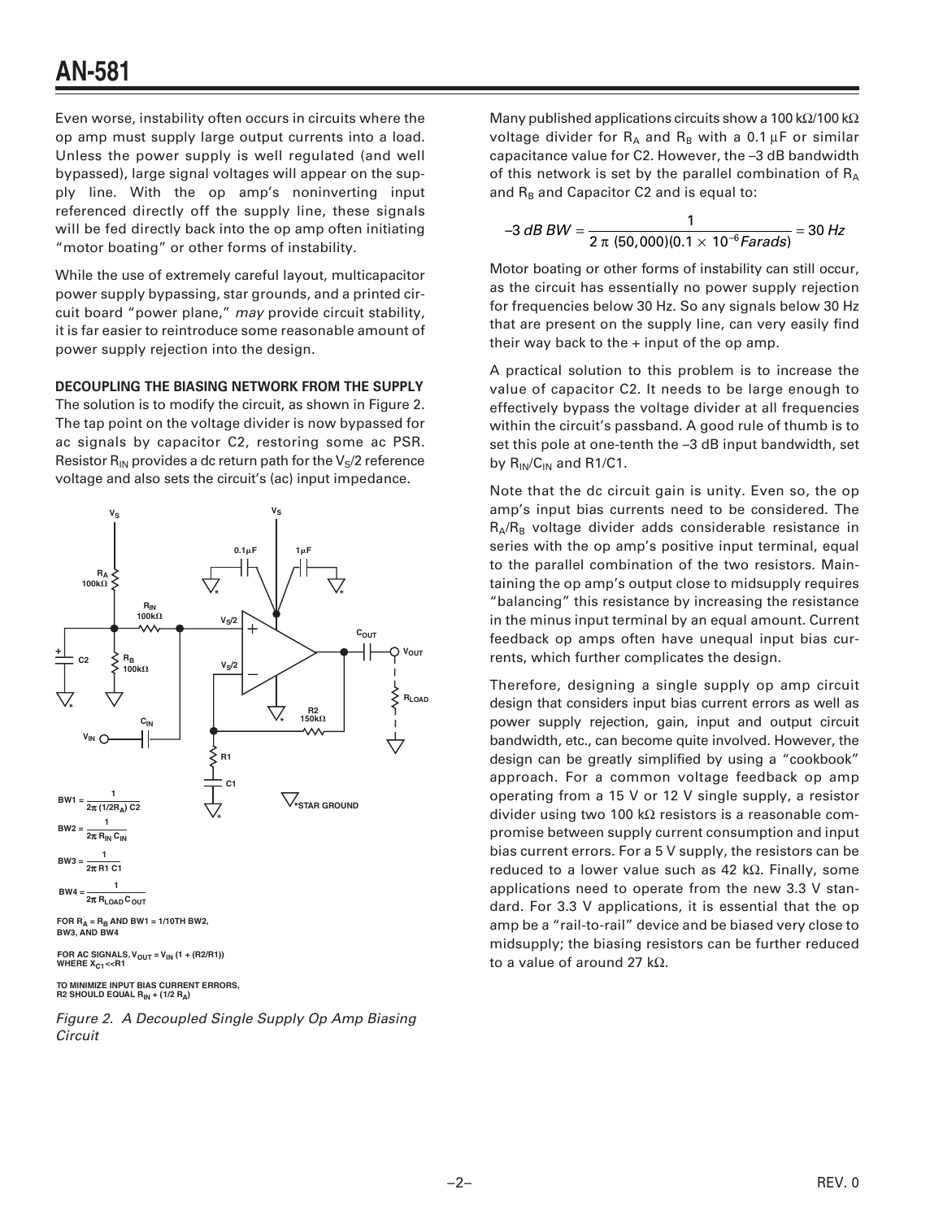Even worse, instability often occurs in circuits where the op amp must supply large output currents into a load. Unless the power supply is well regulated (and well bypassed), large signal voltages will appear on the supply line. With the op amp's noninverting input referenced directly off the supply line, these signals will be fed directly back into the op amp often initiating "motor boating" or other forms of instability.

While the use of extremely careful layout, multicapacitor power supply bypassing, star grounds, and a printed circuit board "power plane," *may* provide circuit stability, it is far easier to reintroduce some reasonable amount of power supply rejection into the design.

**DECOUPLING THE BIASING NETWORK FROM THE SUPPLY**

The solution is to modify the circuit, as shown in Figure 2. The tap point on the voltage divider is now bypassed for ac signals by capacitor C2, restoring some ac PSR. Resistor $R_{IN}$ provides a dc return path for the $V_S/2$ reference voltage and also sets the circuit's (ac) input impedance.

$$BW1 = \frac{1}{2\pi\,(1/2 R_A)\,C2}$$

$$BW2 = \frac{1}{2\pi\,R_{IN}\,C_{IN}}$$

$$BW3 = \frac{1}{2\pi\,R1\,C1}$$

$$BW4 = \frac{1}{2\pi\,R_{LOAD}\,C_{OUT}}$$

FOR $R_A = R_B$ AND BW1 = 1/10TH BW2, BW3, AND BW4

FOR AC SIGNALS, $V_{OUT} = V_{IN}\,(1 + (R2/R1))$ WHERE $X_{C1} << R1$

TO MINIMIZE INPUT BIAS CURRENT ERRORS, R2 SHOULD EQUAL $R_{IN} + (1/2\,R_A)$

*Figure 2. A Decoupled Single Supply Op Amp Biasing Circuit*

Many published applications circuits show a 100 kΩ/100 kΩ voltage divider for $R_A$ and $R_B$ with a 0.1 µF or similar capacitance value for C2. However, the –3 dB bandwidth of this network is set by the parallel combination of $R_A$ and $R_B$ and Capacitor C2 and is equal to:

$$-3\ dB\ BW = \frac{1}{2\pi\,(50{,}000)(0.1 \times 10^{-6}\,Farads)} = 30\ Hz$$

Motor boating or other forms of instability can still occur, as the circuit has essentially no power supply rejection for frequencies below 30 Hz. So any signals below 30 Hz that are present on the supply line, can very easily find their way back to the + input of the op amp.

A practical solution to this problem is to increase the value of capacitor C2. It needs to be large enough to effectively bypass the voltage divider at all frequencies within the circuit's passband. A good rule of thumb is to set this pole at one-tenth the –3 dB input bandwidth, set by $R_{IN}/C_{IN}$ and R1/C1.

Note that the dc circuit gain is unity. Even so, the op amp's input bias currents need to be considered. The $R_A/R_B$ voltage divider adds considerable resistance in series with the op amp's positive input terminal, equal to the parallel combination of the two resistors. Maintaining the op amp's output close to midsupply requires "balancing" this resistance by increasing the resistance in the minus input terminal by an equal amount. Current feedback op amps often have unequal input bias currents, which further complicates the design.

Therefore, designing a single supply op amp circuit design that considers input bias current errors as well as power supply rejection, gain, input and output circuit bandwidth, etc., can become quite involved. However, the design can be greatly simplified by using a "cookbook" approach. For a common voltage feedback op amp operating from a 15 V or 12 V single supply, a resistor divider using two 100 kΩ resistors is a reasonable compromise between supply current consumption and input bias current errors. For a 5 V supply, the resistors can be reduced to a lower value such as 42 kΩ. Finally, some applications need to operate from the new 3.3 V standard. For 3.3 V applications, it is essential that the op amp be a "rail-to-rail" device and be biased very close to midsupply; the biasing resistors can be further reduced to a value of around 27 kΩ.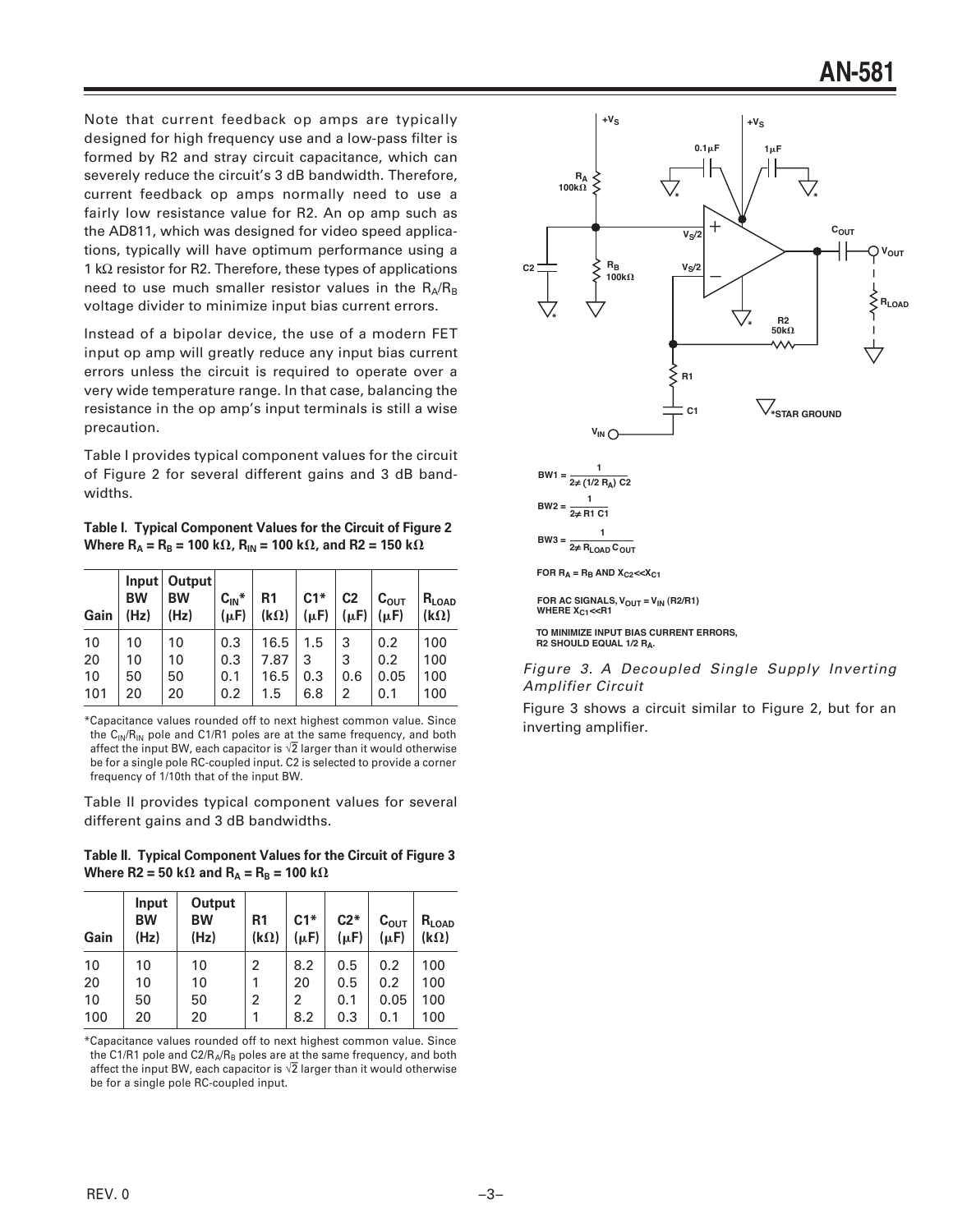Note that current feedback op amps are typically designed for high frequency use and a low-pass filter is formed by R2 and stray circuit capacitance, which can severely reduce the circuit's 3 dB bandwidth. Therefore, current feedback op amps normally need to use a fairly low resistance value for R2. An op amp such as the AD811, which was designed for video speed applications, typically will have optimum performance using a 1 kΩ resistor for R2. Therefore, these types of applications need to use much smaller resistor values in the $R_A/R_B$ voltage divider to minimize input bias current errors.

Instead of a bipolar device, the use of a modern FET input op amp will greatly reduce any input bias current errors unless the circuit is required to operate over a very wide temperature range. In that case, balancing the resistance in the op amp's input terminals is still a wise precaution.

Table I provides typical component values for the circuit of Figure 2 for several different gains and 3 dB bandwidths.

**Table I. Typical Component Values for the Circuit of Figure 2 Where $R_A = R_B = 100$ kΩ, $R_{IN} = 100$ kΩ, and R2 = 150 kΩ**

| Gain | Input BW (Hz) | Output BW (Hz) | $C_{IN}$* (µF) | R1 (kΩ) | C1* (µF) | C2 (µF) | $C_{OUT}$ (µF) | $R_{LOAD}$ (kΩ) |
|---|---|---|---|---|---|---|---|---|
| 10 | 10 | 10 | 0.3 | 16.5 | 1.5 | 3 | 0.2 | 100 |
| 20 | 10 | 10 | 0.3 | 7.87 | 3 | 3 | 0.2 | 100 |
| 10 | 50 | 50 | 0.1 | 16.5 | 0.3 | 0.6 | 0.05 | 100 |
| 101 | 20 | 20 | 0.2 | 1.5 | 6.8 | 2 | 0.1 | 100 |

*Capacitance values rounded off to next highest common value. Since the $C_{IN}/R_{IN}$ pole and C1/R1 poles are at the same frequency, and both affect the input BW, each capacitor is $\sqrt{2}$ larger than it would otherwise be for a single pole RC-coupled input. C2 is selected to provide a corner frequency of 1/10th that of the input BW.

Table II provides typical component values for several different gains and 3 dB bandwidths.

**Table II. Typical Component Values for the Circuit of Figure 3 Where R2 = 50 kΩ and $R_A = R_B = 100$ kΩ**

| Gain | Input BW (Hz) | Output BW (Hz) | R1 (kΩ) | C1* (µF) | C2* (µF) | $C_{OUT}$ (µF) | $R_{LOAD}$ (kΩ) |
|---|---|---|---|---|---|---|---|
| 10 | 10 | 10 | 2 | 8.2 | 0.5 | 0.2 | 100 |
| 20 | 10 | 10 | 1 | 20 | 0.5 | 0.2 | 100 |
| 10 | 50 | 50 | 2 | 2 | 0.1 | 0.05 | 100 |
| 100 | 20 | 20 | 1 | 8.2 | 0.3 | 0.1 | 100 |

*Capacitance values rounded off to next highest common value. Since the C1/R1 pole and $C2/R_A/R_B$ poles are at the same frequency, and both affect the input BW, each capacitor is $\sqrt{2}$ larger than it would otherwise be for a single pole RC-coupled input.

$$BW1 = \frac{1}{2\pi (1/2\ R_A)\ C2}$$

$$BW2 = \frac{1}{2\pi\ R1\ C1}$$

$$BW3 = \frac{1}{2\pi\ R_{LOAD}\ C_{OUT}}$$

FOR $R_A = R_B$ AND $X_{C2} << X_{C1}$

FOR AC SIGNALS, $V_{OUT} = V_{IN}$ (R2/R1) WHERE $X_{C1} << R1$

TO MINIMIZE INPUT BIAS CURRENT ERRORS, R2 SHOULD EQUAL 1/2 $R_A$.

*Figure 3. A Decoupled Single Supply Inverting Amplifier Circuit*

Figure 3 shows a circuit similar to Figure 2, but for an inverting amplifier.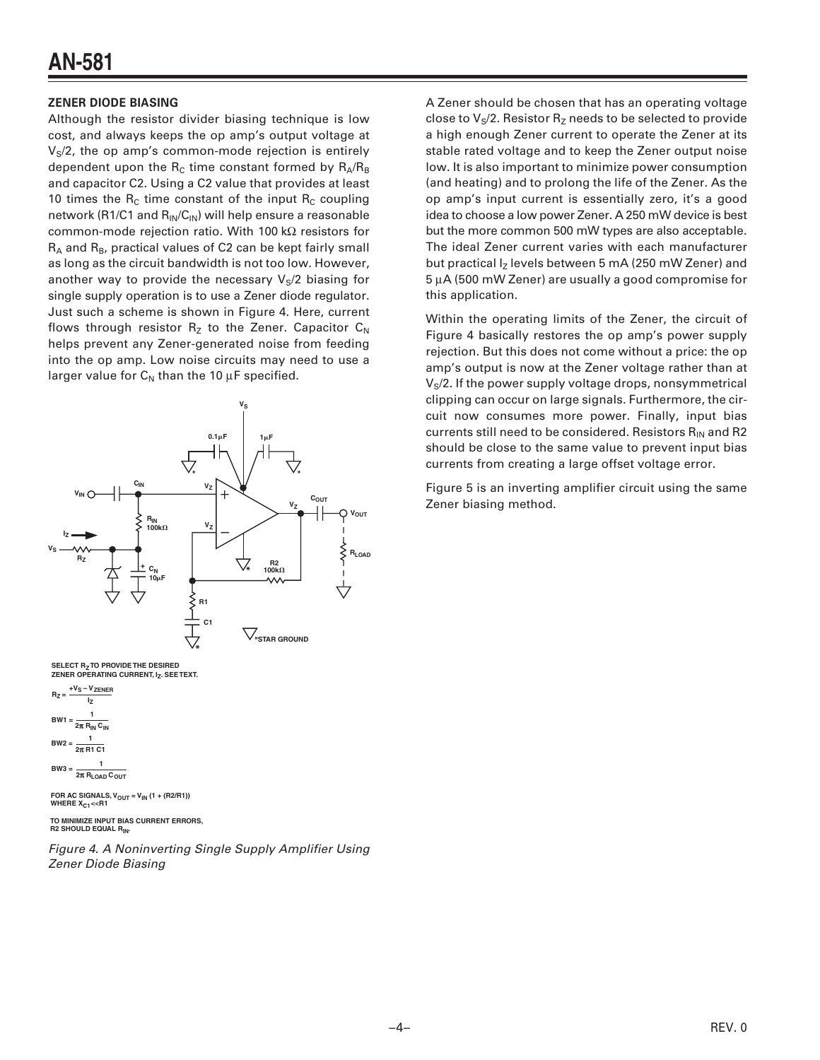### ZENER DIODE BIASING

Although the resistor divider biasing technique is low cost, and always keeps the op amp's output voltage at $V_S/2$, the op amp's common-mode rejection is entirely dependent upon the $R_C$ time constant formed by $R_A/R_B$ and capacitor C2. Using a C2 value that provides at least 10 times the $R_C$ time constant of the input $R_C$ coupling network (R1/C1 and $R_{IN}/C_{IN}$) will help ensure a reasonable common-mode rejection ratio. With 100 kΩ resistors for $R_A$ and $R_B$, practical values of C2 can be kept fairly small as long as the circuit bandwidth is not too low. However, another way to provide the necessary $V_S/2$ biasing for single supply operation is to use a Zener diode regulator. Just such a scheme is shown in Figure 4. Here, current flows through resistor $R_Z$ to the Zener. Capacitor $C_N$ helps prevent any Zener-generated noise from feeding into the op amp. Low noise circuits may need to use a larger value for $C_N$ than the 10 µF specified.

SELECT $R_Z$ TO PROVIDE THE DESIRED ZENER OPERATING CURRENT, $I_Z$. SEE TEXT.

$$R_Z = \frac{+V_S - V_{ZENER}}{I_Z}$$

$$BW1 = \frac{1}{2\pi R_{IN} C_{IN}}$$

$$BW2 = \frac{1}{2\pi R1\, C1}$$

$$BW3 = \frac{1}{2\pi R_{LOAD} C_{OUT}}$$

FOR AC SIGNALS, $V_{OUT} = V_{IN}(1 + (R2/R1))$ WHERE $X_{C1} << R1$

TO MINIMIZE INPUT BIAS CURRENT ERRORS, R2 SHOULD EQUAL $R_{IN}$.

*Figure 4. A Noninverting Single Supply Amplifier Using Zener Diode Biasing*

A Zener should be chosen that has an operating voltage close to $V_S/2$. Resistor $R_Z$ needs to be selected to provide a high enough Zener current to operate the Zener at its stable rated voltage and to keep the Zener output noise low. It is also important to minimize power consumption (and heating) and to prolong the life of the Zener. As the op amp's input current is essentially zero, it's a good idea to choose a low power Zener. A 250 mW device is best but the more common 500 mW types are also acceptable. The ideal Zener current varies with each manufacturer but practical $I_Z$ levels between 5 mA (250 mW Zener) and 5 µA (500 mW Zener) are usually a good compromise for this application.

Within the operating limits of the Zener, the circuit of Figure 4 basically restores the op amp's power supply rejection. But this does not come without a price: the op amp's output is now at the Zener voltage rather than at $V_S/2$. If the power supply voltage drops, nonsymmetrical clipping can occur on large signals. Furthermore, the circuit now consumes more power. Finally, input bias currents still need to be considered. Resistors $R_{IN}$ and R2 should be close to the same value to prevent input bias currents from creating a large offset voltage error.

Figure 5 is an inverting amplifier circuit using the same Zener biasing method.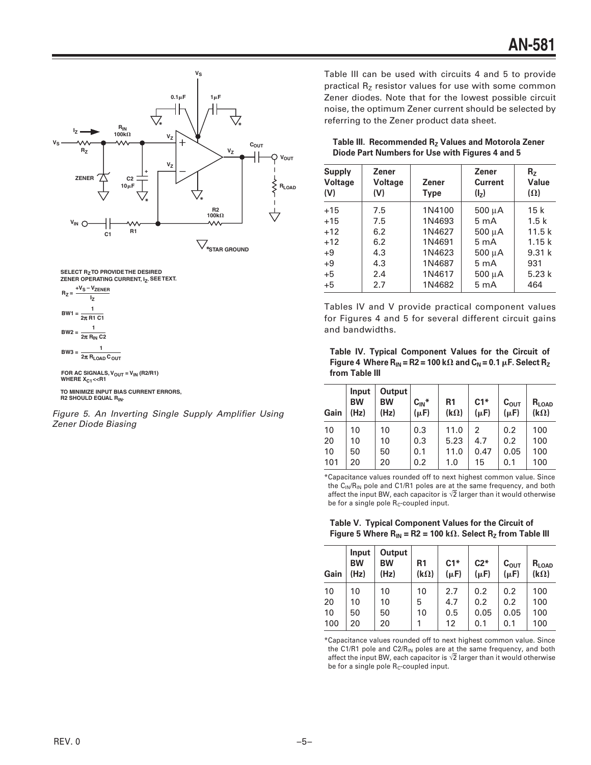SELECT $R_Z$ TO PROVIDE THE DESIRED ZENER OPERATING CURRENT, $I_Z$. SEE TEXT.

$$R_Z = \frac{+V_S - V_{ZENER}}{I_Z}$$

$$BW1 = \frac{1}{2\pi\, R1\, C1}$$

$$BW2 = \frac{1}{2\pi\, R_{IN}\, C2}$$

$$BW3 = \frac{1}{2\pi\, R_{LOAD}\, C_{OUT}}$$

FOR AC SIGNALS, $V_{OUT} = V_{IN}\,(R2/R1)$ WHERE $X_{C1} << R1$

TO MINIMIZE INPUT BIAS CURRENT ERRORS, R2 SHOULD EQUAL $R_{IN}$.

*Figure 5. An Inverting Single Supply Amplifier Using Zener Diode Biasing*

Table III can be used with circuits 4 and 5 to provide practical $R_Z$ resistor values for use with some common Zener diodes. Note that for the lowest possible circuit noise, the optimum Zener current should be selected by referring to the Zener product data sheet.

**Table III. Recommended $R_Z$ Values and Motorola Zener Diode Part Numbers for Use with Figures 4 and 5**

| Supply Voltage (V) | Zener Voltage (V) | Zener Type | Zener Current ($I_Z$) | $R_Z$ Value (Ω) |
|---|---|---|---|---|
| +15 | 7.5 | 1N4100 | 500 μA | 15 k |
| +15 | 7.5 | 1N4693 | 5 mA | 1.5 k |
| +12 | 6.2 | 1N4627 | 500 μA | 11.5 k |
| +12 | 6.2 | 1N4691 | 5 mA | 1.15 k |
| +9 | 4.3 | 1N4623 | 500 μA | 9.31 k |
| +9 | 4.3 | 1N4687 | 5 mA | 931 |
| +5 | 2.4 | 1N4617 | 500 μA | 5.23 k |
| +5 | 2.7 | 1N4682 | 5 mA | 464 |

Tables IV and V provide practical component values for Figures 4 and 5 for several different circuit gains and bandwidths.

**Table IV. Typical Component Values for the Circuit of Figure 4 Where $R_{IN}$ = R2 = 100 kΩ and $C_N$ = 0.1 μF. Select $R_Z$ from Table III**

| Gain | Input BW (Hz) | Output BW (Hz) | $C_{IN}$* (μF) | R1 (kΩ) | C1* (μF) | $C_{OUT}$ (μF) | $R_{LOAD}$ (kΩ) |
|---|---|---|---|---|---|---|---|
| 10 | 10 | 10 | 0.3 | 11.0 | 2 | 0.2 | 100 |
| 20 | 10 | 10 | 0.3 | 5.23 | 4.7 | 0.2 | 100 |
| 10 | 50 | 50 | 0.1 | 11.0 | 0.47 | 0.05 | 100 |
| 101 | 20 | 20 | 0.2 | 1.0 | 15 | 0.1 | 100 |

*Capacitance values rounded off to next highest common value. Since the $C_{IN}/R_{IN}$ pole and C1/R1 poles are at the same frequency, and both affect the input BW, each capacitor is $\sqrt{2}$ larger than it would otherwise be for a single pole $R_C$-coupled input.

**Table V. Typical Component Values for the Circuit of Figure 5 Where $R_{IN}$ = R2 = 100 kΩ. Select $R_Z$ from Table III**

| Gain | Input BW (Hz) | Output BW (Hz) | R1 (kΩ) | C1* (μF) | C2* (μF) | $C_{OUT}$ (μF) | $R_{LOAD}$ (kΩ) |
|---|---|---|---|---|---|---|---|
| 10 | 10 | 10 | 10 | 2.7 | 0.2 | 0.2 | 100 |
| 20 | 10 | 10 | 5 | 4.7 | 0.2 | 0.2 | 100 |
| 10 | 50 | 50 | 10 | 0.5 | 0.05 | 0.05 | 100 |
| 100 | 20 | 20 | 1 | 12 | 0.1 | 0.1 | 100 |

*Capacitance values rounded off to next highest common value. Since the C1/R1 pole and $C2/R_{IN}$ poles are at the same frequency, and both affect the input BW, each capacitor is $\sqrt{2}$ larger than it would otherwise be for a single pole $R_C$-coupled input.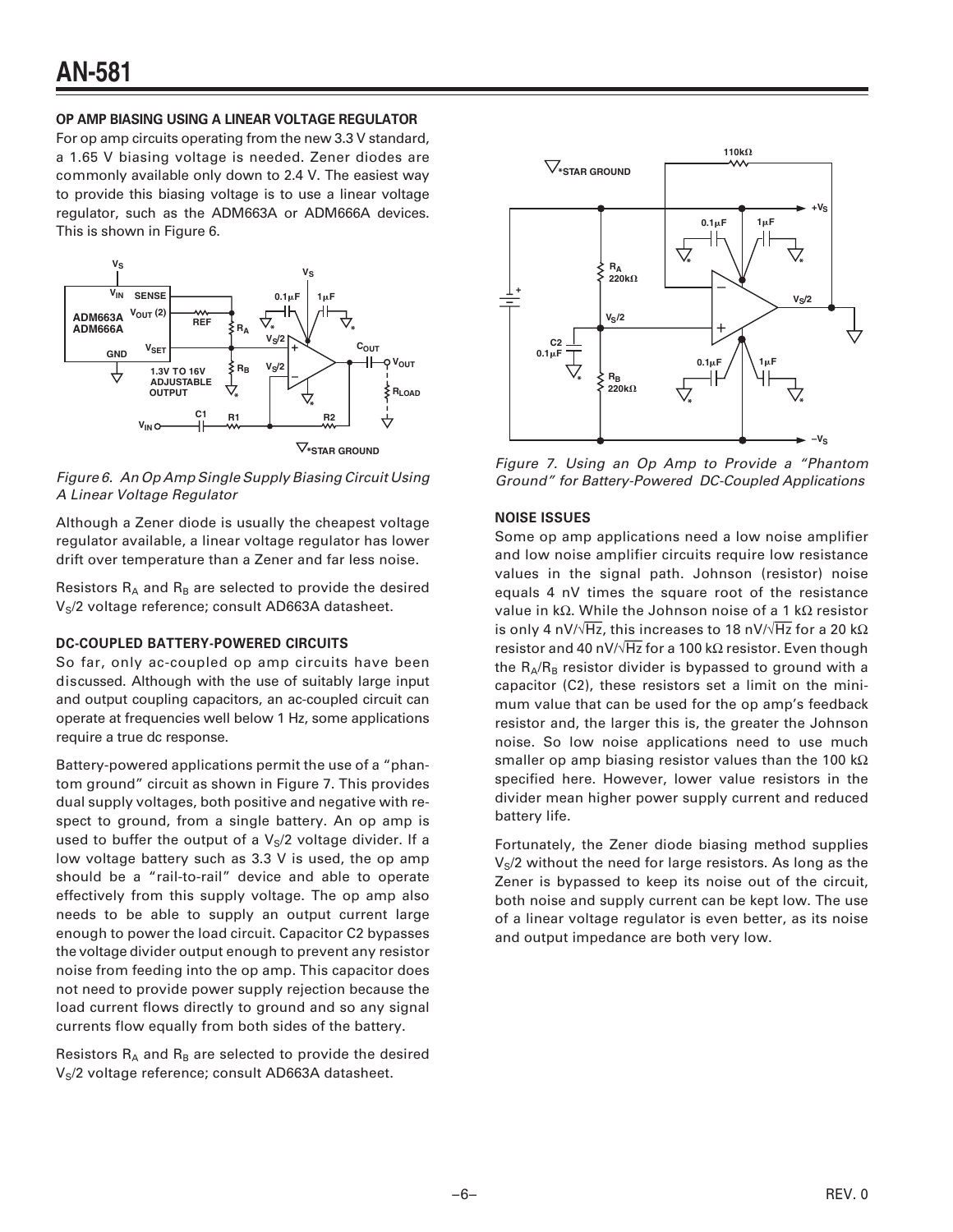## OP AMP BIASING USING A LINEAR VOLTAGE REGULATOR

For op amp circuits operating from the new 3.3 V standard, a 1.65 V biasing voltage is needed. Zener diodes are commonly available only down to 2.4 V. The easiest way to provide this biasing voltage is to use a linear voltage regulator, such as the ADM663A or ADM666A devices. This is shown in Figure 6.

*Figure 6. An Op Amp Single Supply Biasing Circuit Using A Linear Voltage Regulator*

Although a Zener diode is usually the cheapest voltage regulator available, a linear voltage regulator has lower drift over temperature than a Zener and far less noise.

Resistors $R_A$ and $R_B$ are selected to provide the desired $V_S/2$ voltage reference; consult AD663A datasheet.

## DC-COUPLED BATTERY-POWERED CIRCUITS

So far, only ac-coupled op amp circuits have been discussed. Although with the use of suitably large input and output coupling capacitors, an ac-coupled circuit can operate at frequencies well below 1 Hz, some applications require a true dc response.

Battery-powered applications permit the use of a "phantom ground" circuit as shown in Figure 7. This provides dual supply voltages, both positive and negative with respect to ground, from a single battery. An op amp is used to buffer the output of a $V_S/2$ voltage divider. If a low voltage battery such as 3.3 V is used, the op amp should be a "rail-to-rail" device and able to operate effectively from this supply voltage. The op amp also needs to be able to supply an output current large enough to power the load circuit. Capacitor C2 bypasses the voltage divider output enough to prevent any resistor noise from feeding into the op amp. This capacitor does not need to provide power supply rejection because the load current flows directly to ground and so any signal currents flow equally from both sides of the battery.

Resistors $R_A$ and $R_B$ are selected to provide the desired $V_S/2$ voltage reference; consult AD663A datasheet.

*Figure 7. Using an Op Amp to Provide a "Phantom Ground" for Battery-Powered DC-Coupled Applications*

## NOISE ISSUES

Some op amp applications need a low noise amplifier and low noise amplifier circuits require low resistance values in the signal path. Johnson (resistor) noise equals 4 nV times the square root of the resistance value in kΩ. While the Johnson noise of a 1 kΩ resistor is only 4 nV/$\sqrt{\text{Hz}}$, this increases to 18 nV/$\sqrt{\text{Hz}}$ for a 20 kΩ resistor and 40 nV/$\sqrt{\text{Hz}}$ for a 100 kΩ resistor. Even though the $R_A/R_B$ resistor divider is bypassed to ground with a capacitor (C2), these resistors set a limit on the minimum value that can be used for the op amp's feedback resistor and, the larger this is, the greater the Johnson noise. So low noise applications need to use much smaller op amp biasing resistor values than the 100 kΩ specified here. However, lower value resistors in the divider mean higher power supply current and reduced battery life.

Fortunately, the Zener diode biasing method supplies $V_S/2$ without the need for large resistors. As long as the Zener is bypassed to keep its noise out of the circuit, both noise and supply current can be kept low. The use of a linear voltage regulator is even better, as its noise and output impedance are both very low.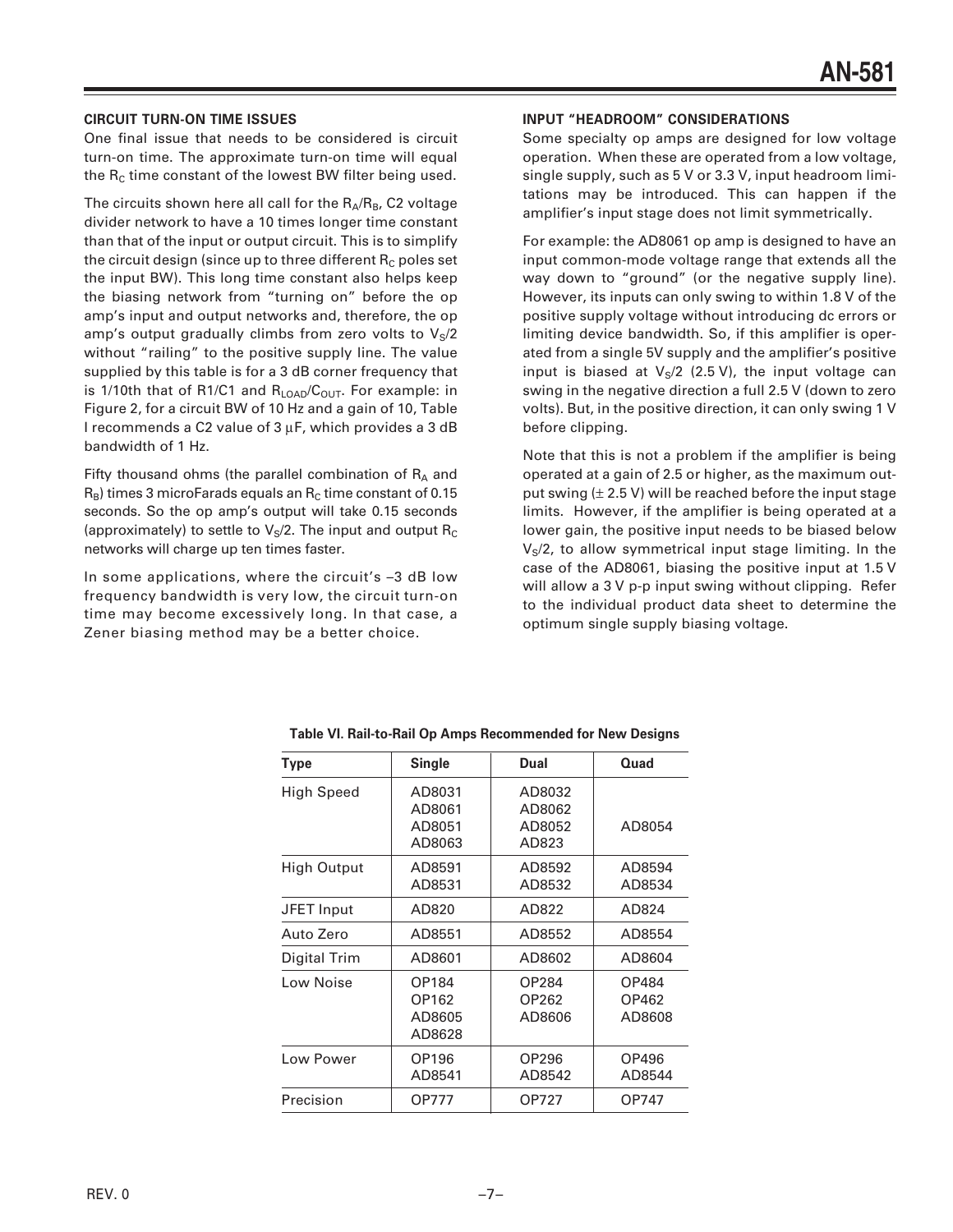### CIRCUIT TURN-ON TIME ISSUES

One final issue that needs to be considered is circuit turn-on time. The approximate turn-on time will equal the $R_C$ time constant of the lowest BW filter being used.

The circuits shown here all call for the $R_A/R_B$, C2 voltage divider network to have a 10 times longer time constant than that of the input or output circuit. This is to simplify the circuit design (since up to three different $R_C$ poles set the input BW). This long time constant also helps keep the biasing network from "turning on" before the op amp's input and output networks and, therefore, the op amp's output gradually climbs from zero volts to $V_S/2$ without "railing" to the positive supply line. The value supplied by this table is for a 3 dB corner frequency that is 1/10th that of R1/C1 and $R_{LOAD}/C_{OUT}$. For example: in Figure 2, for a circuit BW of 10 Hz and a gain of 10, Table I recommends a C2 value of 3 µF, which provides a 3 dB bandwidth of 1 Hz.

Fifty thousand ohms (the parallel combination of $R_A$ and $R_B$) times 3 microFarads equals an $R_C$ time constant of 0.15 seconds. So the op amp's output will take 0.15 seconds (approximately) to settle to $V_S/2$. The input and output $R_C$ networks will charge up ten times faster.

In some applications, where the circuit's –3 dB low frequency bandwidth is very low, the circuit turn-on time may become excessively long. In that case, a Zener biasing method may be a better choice.

### INPUT "HEADROOM" CONSIDERATIONS

Some specialty op amps are designed for low voltage operation. When these are operated from a low voltage, single supply, such as 5 V or 3.3 V, input headroom limitations may be introduced. This can happen if the amplifier's input stage does not limit symmetrically.

For example: the AD8061 op amp is designed to have an input common-mode voltage range that extends all the way down to "ground" (or the negative supply line). However, its inputs can only swing to within 1.8 V of the positive supply voltage without introducing dc errors or limiting device bandwidth. So, if this amplifier is operated from a single 5V supply and the amplifier's positive input is biased at $V_S/2$ (2.5 V), the input voltage can swing in the negative direction a full 2.5 V (down to zero volts). But, in the positive direction, it can only swing 1 V before clipping.

Note that this is not a problem if the amplifier is being operated at a gain of 2.5 or higher, as the maximum output swing (± 2.5 V) will be reached before the input stage limits. However, if the amplifier is being operated at a lower gain, the positive input needs to be biased below $V_S/2$, to allow symmetrical input stage limiting. In the case of the AD8061, biasing the positive input at 1.5 V will allow a 3 V p-p input swing without clipping. Refer to the individual product data sheet to determine the optimum single supply biasing voltage.

**Table VI. Rail-to-Rail Op Amps Recommended for New Designs**

| Type | Single | Dual | Quad |
|---|---|---|---|
| High Speed | AD8031<br>AD8061<br>AD8051<br>AD8063 | AD8032<br>AD8062<br>AD8052<br>AD823 | AD8054 |
| High Output | AD8591<br>AD8531 | AD8592<br>AD8532 | AD8594<br>AD8534 |
| JFET Input | AD820 | AD822 | AD824 |
| Auto Zero | AD8551 | AD8552 | AD8554 |
| Digital Trim | AD8601 | AD8602 | AD8604 |
| Low Noise | OP184<br>OP162<br>AD8605<br>AD8628 | OP284<br>OP262<br>AD8606 | OP484<br>OP462<br>AD8608 |
| Low Power | OP196<br>AD8541 | OP296<br>AD8542 | OP496<br>AD8544 |
| Precision | OP777 | OP727 | OP747 |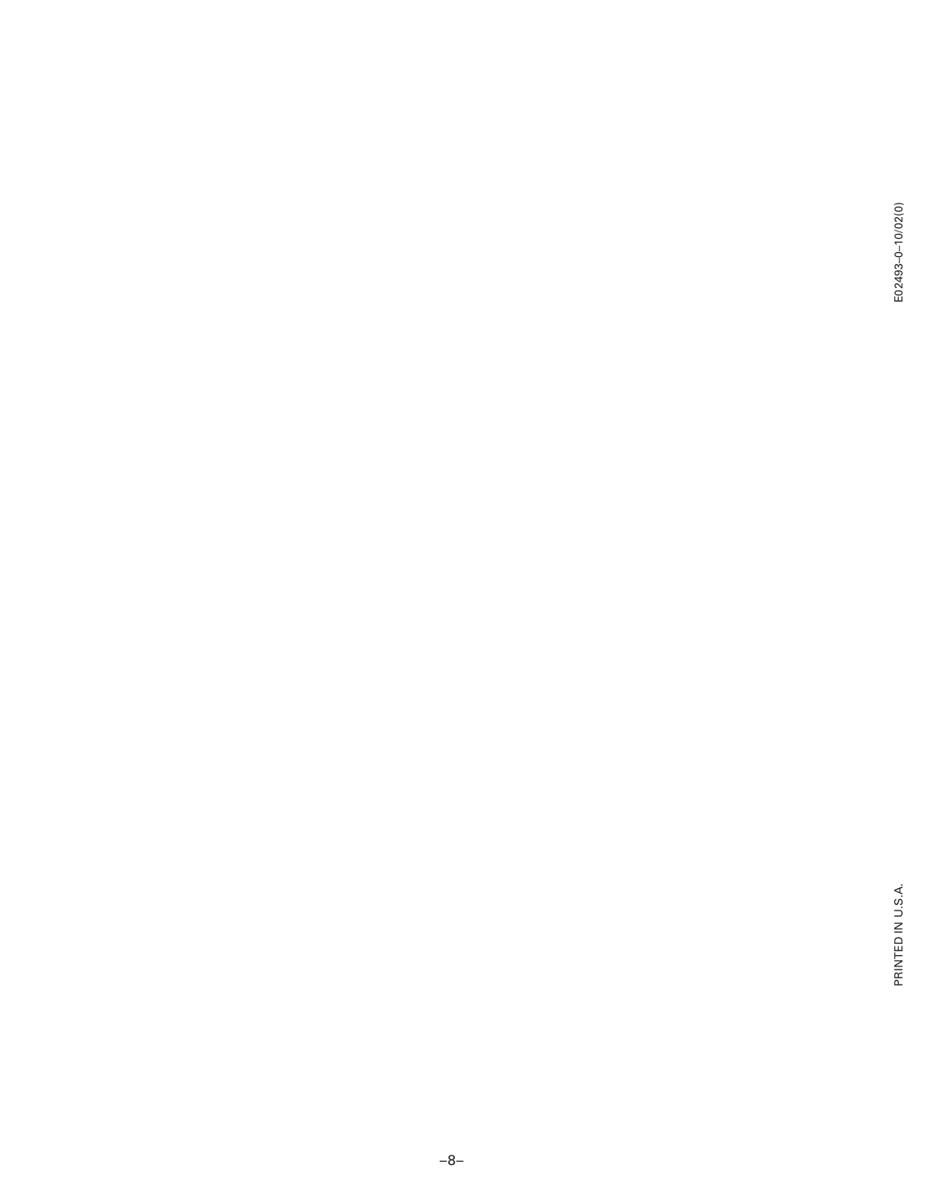E02493–0–10/02(0)

PRINTED IN U.S.A.